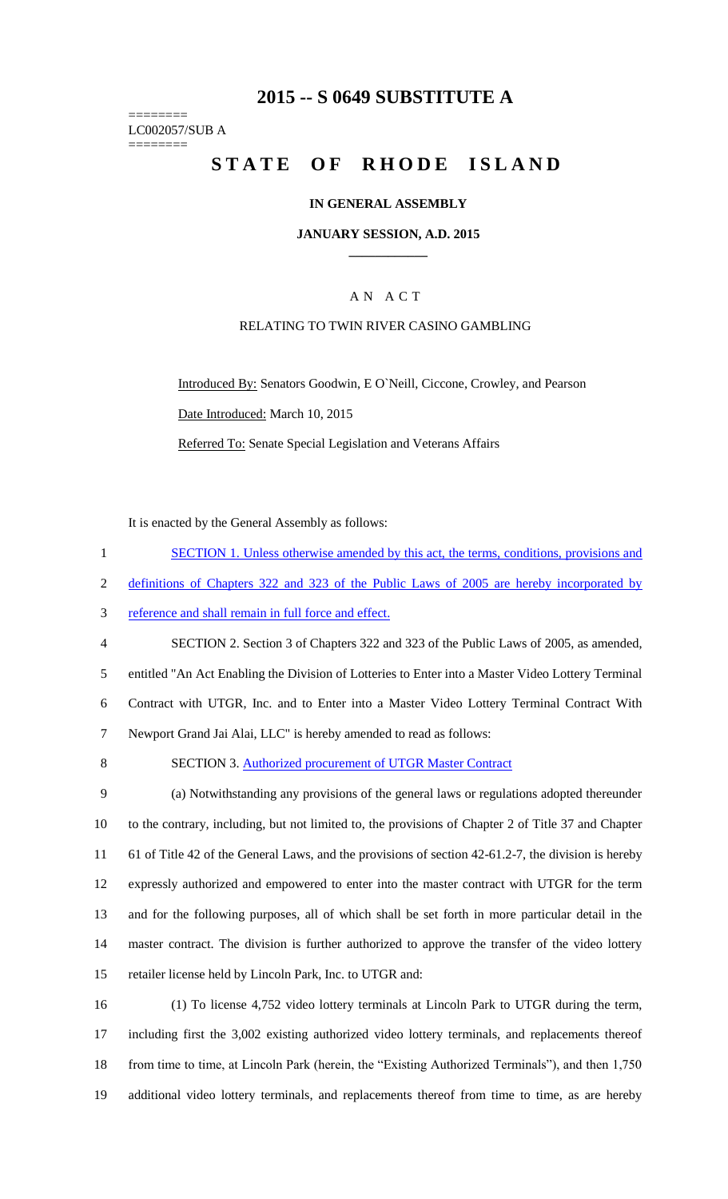# 2015 -- S 0649 SUBSTITUTE A

========
LC002057/SUB A
========

# STATE OF RHODE ISLAND

## IN GENERAL ASSEMBLY

## JANUARY SESSION, A.D. 2015

### A N A C T

### RELATING TO TWIN RIVER CASINO GAMBLING

Introduced By: Senators Goodwin, E O`Neill, Ciccone, Crowley, and Pearson

Date Introduced: March 10, 2015

Referred To: Senate Special Legislation and Veterans Affairs

It is enacted by the General Assembly as follows:

1 SECTION 1. Unless otherwise amended by this act, the terms, conditions, provisions and
2 definitions of Chapters 322 and 323 of the Public Laws of 2005 are hereby incorporated by
3 reference and shall remain in full force and effect.

4 SECTION 2. Section 3 of Chapters 322 and 323 of the Public Laws of 2005, as amended,
5 entitled "An Act Enabling the Division of Lotteries to Enter into a Master Video Lottery Terminal
6 Contract with UTGR, Inc. and to Enter into a Master Video Lottery Terminal Contract With
7 Newport Grand Jai Alai, LLC" is hereby amended to read as follows:

8 SECTION 3. Authorized procurement of UTGR Master Contract

9 (a) Notwithstanding any provisions of the general laws or regulations adopted thereunder
10 to the contrary, including, but not limited to, the provisions of Chapter 2 of Title 37 and Chapter
11 61 of Title 42 of the General Laws, and the provisions of section 42-61.2-7, the division is hereby
12 expressly authorized and empowered to enter into the master contract with UTGR for the term
13 and for the following purposes, all of which shall be set forth in more particular detail in the
14 master contract. The division is further authorized to approve the transfer of the video lottery
15 retailer license held by Lincoln Park, Inc. to UTGR and:

16 (1) To license 4,752 video lottery terminals at Lincoln Park to UTGR during the term,
17 including first the 3,002 existing authorized video lottery terminals, and replacements thereof
18 from time to time, at Lincoln Park (herein, the "Existing Authorized Terminals"), and then 1,750
19 additional video lottery terminals, and replacements thereof from time to time, as are hereby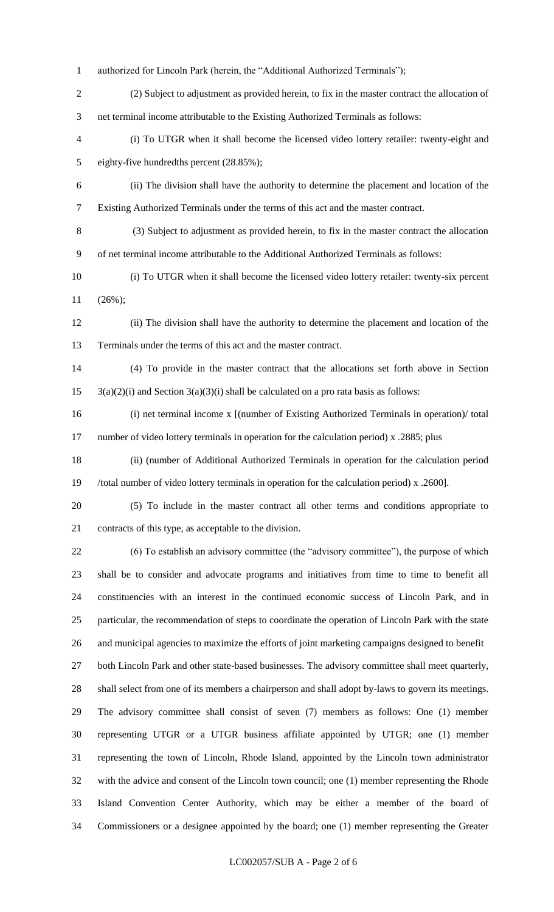authorized for Lincoln Park (herein, the "Additional Authorized Terminals");

(2) Subject to adjustment as provided herein, to fix in the master contract the allocation of net terminal income attributable to the Existing Authorized Terminals as follows:

(i) To UTGR when it shall become the licensed video lottery retailer: twenty-eight and eighty-five hundredths percent (28.85%);

(ii) The division shall have the authority to determine the placement and location of the Existing Authorized Terminals under the terms of this act and the master contract.

(3) Subject to adjustment as provided herein, to fix in the master contract the allocation of net terminal income attributable to the Additional Authorized Terminals as follows:

(i) To UTGR when it shall become the licensed video lottery retailer: twenty-six percent (26%);

(ii) The division shall have the authority to determine the placement and location of the Terminals under the terms of this act and the master contract.

(4) To provide in the master contract that the allocations set forth above in Section 3(a)(2)(i) and Section 3(a)(3)(i) shall be calculated on a pro rata basis as follows:

(i) net terminal income x [(number of Existing Authorized Terminals in operation)/ total number of video lottery terminals in operation for the calculation period) x .2885; plus

(ii) (number of Additional Authorized Terminals in operation for the calculation period /total number of video lottery terminals in operation for the calculation period) x .2600].

(5) To include in the master contract all other terms and conditions appropriate to contracts of this type, as acceptable to the division.

(6) To establish an advisory committee (the "advisory committee"), the purpose of which shall be to consider and advocate programs and initiatives from time to time to benefit all constituencies with an interest in the continued economic success of Lincoln Park, and in particular, the recommendation of steps to coordinate the operation of Lincoln Park with the state and municipal agencies to maximize the efforts of joint marketing campaigns designed to benefit both Lincoln Park and other state-based businesses. The advisory committee shall meet quarterly, shall select from one of its members a chairperson and shall adopt by-laws to govern its meetings. The advisory committee shall consist of seven (7) members as follows: One (1) member representing UTGR or a UTGR business affiliate appointed by UTGR; one (1) member representing the town of Lincoln, Rhode Island, appointed by the Lincoln town administrator with the advice and consent of the Lincoln town council; one (1) member representing the Rhode Island Convention Center Authority, which may be either a member of the board of Commissioners or a designee appointed by the board; one (1) member representing the Greater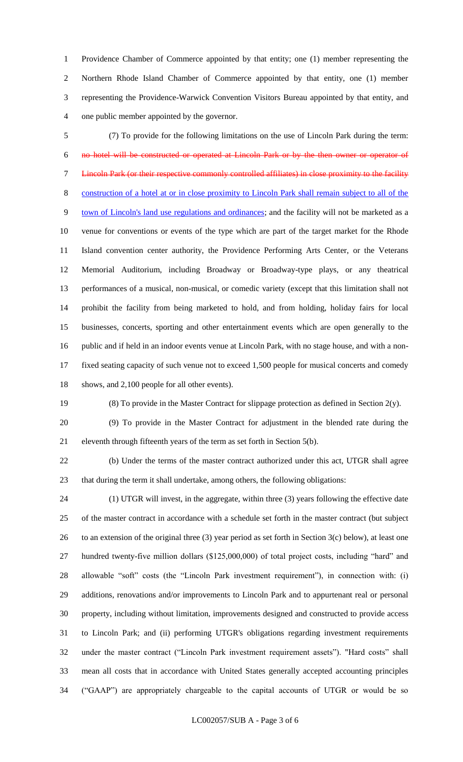Providence Chamber of Commerce appointed by that entity; one (1) member representing the Northern Rhode Island Chamber of Commerce appointed by that entity, one (1) member representing the Providence-Warwick Convention Visitors Bureau appointed by that entity, and one public member appointed by the governor.

(7) To provide for the following limitations on the use of Lincoln Park during the term: ~~no hotel will be constructed or operated at Lincoln Park or by the then owner or operator of Lincoln Park (or their respective commonly controlled affiliates) in close proximity to the facility~~ <u>construction of a hotel at or in close proximity to Lincoln Park shall remain subject to all of the town of Lincoln's land use regulations and ordinances</u>; and the facility will not be marketed as a venue for conventions or events of the type which are part of the target market for the Rhode Island convention center authority, the Providence Performing Arts Center, or the Veterans Memorial Auditorium, including Broadway or Broadway-type plays, or any theatrical performances of a musical, non-musical, or comedic variety (except that this limitation shall not prohibit the facility from being marketed to hold, and from holding, holiday fairs for local businesses, concerts, sporting and other entertainment events which are open generally to the public and if held in an indoor events venue at Lincoln Park, with no stage house, and with a non-fixed seating capacity of such venue not to exceed 1,500 people for musical concerts and comedy shows, and 2,100 people for all other events).

(8) To provide in the Master Contract for slippage protection as defined in Section 2(y).

(9) To provide in the Master Contract for adjustment in the blended rate during the eleventh through fifteenth years of the term as set forth in Section 5(b).

(b) Under the terms of the master contract authorized under this act, UTGR shall agree that during the term it shall undertake, among others, the following obligations:

(1) UTGR will invest, in the aggregate, within three (3) years following the effective date of the master contract in accordance with a schedule set forth in the master contract (but subject to an extension of the original three (3) year period as set forth in Section 3(c) below), at least one hundred twenty-five million dollars ($125,000,000) of total project costs, including "hard" and allowable "soft" costs (the "Lincoln Park investment requirement"), in connection with: (i) additions, renovations and/or improvements to Lincoln Park and to appurtenant real or personal property, including without limitation, improvements designed and constructed to provide access to Lincoln Park; and (ii) performing UTGR's obligations regarding investment requirements under the master contract ("Lincoln Park investment requirement assets"). "Hard costs" shall mean all costs that in accordance with United States generally accepted accounting principles ("GAAP") are appropriately chargeable to the capital accounts of UTGR or would be so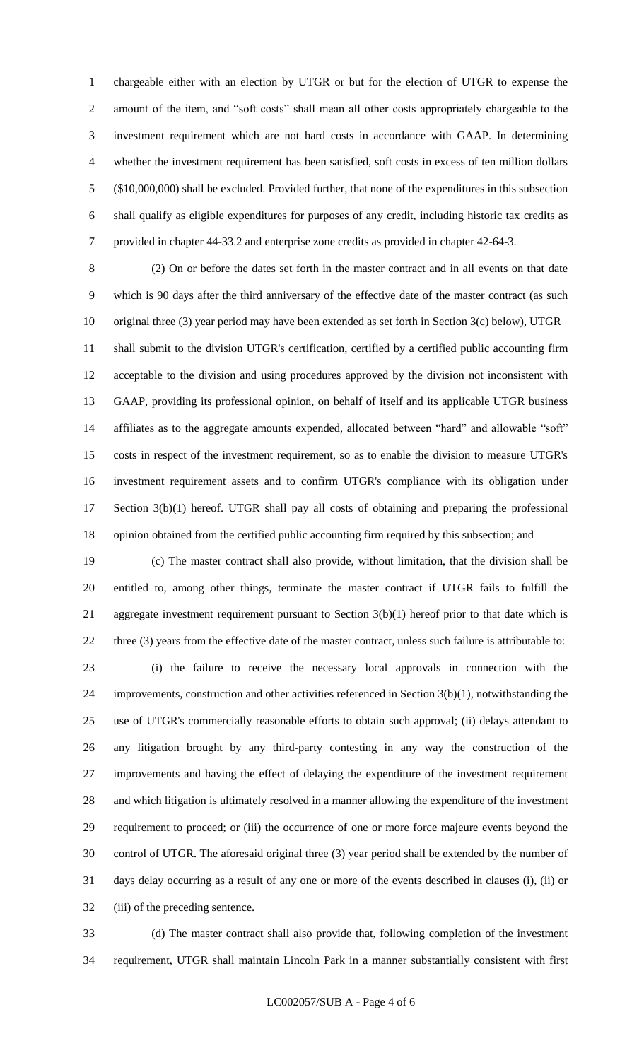chargeable either with an election by UTGR or but for the election of UTGR to expense the amount of the item, and "soft costs" shall mean all other costs appropriately chargeable to the investment requirement which are not hard costs in accordance with GAAP. In determining whether the investment requirement has been satisfied, soft costs in excess of ten million dollars ($10,000,000) shall be excluded. Provided further, that none of the expenditures in this subsection shall qualify as eligible expenditures for purposes of any credit, including historic tax credits as provided in chapter 44-33.2 and enterprise zone credits as provided in chapter 42-64-3.

(2) On or before the dates set forth in the master contract and in all events on that date which is 90 days after the third anniversary of the effective date of the master contract (as such original three (3) year period may have been extended as set forth in Section 3(c) below), UTGR shall submit to the division UTGR's certification, certified by a certified public accounting firm acceptable to the division and using procedures approved by the division not inconsistent with GAAP, providing its professional opinion, on behalf of itself and its applicable UTGR business affiliates as to the aggregate amounts expended, allocated between "hard" and allowable "soft" costs in respect of the investment requirement, so as to enable the division to measure UTGR's investment requirement assets and to confirm UTGR's compliance with its obligation under Section 3(b)(1) hereof. UTGR shall pay all costs of obtaining and preparing the professional opinion obtained from the certified public accounting firm required by this subsection; and

(c) The master contract shall also provide, without limitation, that the division shall be entitled to, among other things, terminate the master contract if UTGR fails to fulfill the aggregate investment requirement pursuant to Section 3(b)(1) hereof prior to that date which is three (3) years from the effective date of the master contract, unless such failure is attributable to:

(i) the failure to receive the necessary local approvals in connection with the improvements, construction and other activities referenced in Section 3(b)(1), notwithstanding the use of UTGR's commercially reasonable efforts to obtain such approval; (ii) delays attendant to any litigation brought by any third-party contesting in any way the construction of the improvements and having the effect of delaying the expenditure of the investment requirement and which litigation is ultimately resolved in a manner allowing the expenditure of the investment requirement to proceed; or (iii) the occurrence of one or more force majeure events beyond the control of UTGR. The aforesaid original three (3) year period shall be extended by the number of days delay occurring as a result of any one or more of the events described in clauses (i), (ii) or (iii) of the preceding sentence.

(d) The master contract shall also provide that, following completion of the investment requirement, UTGR shall maintain Lincoln Park in a manner substantially consistent with first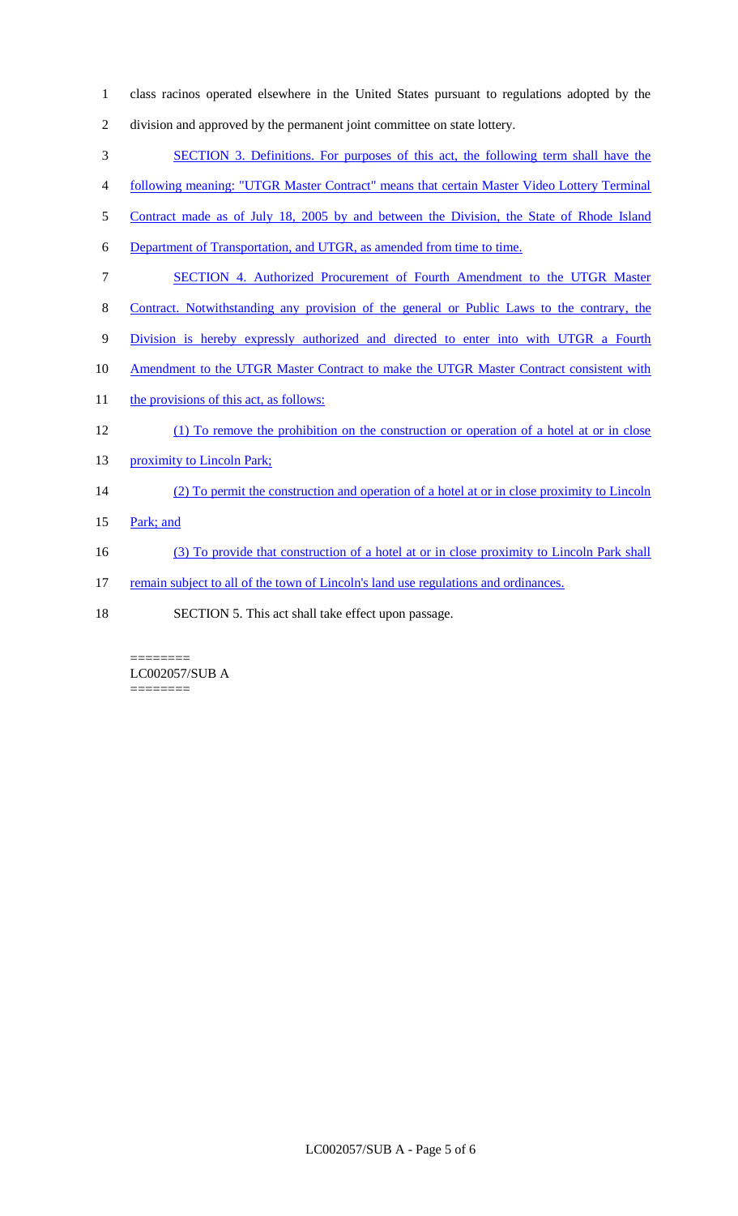class racinos operated elsewhere in the United States pursuant to regulations adopted by the division and approved by the permanent joint committee on state lottery.

SECTION 3. Definitions. For purposes of this act, the following term shall have the following meaning: "UTGR Master Contract" means that certain Master Video Lottery Terminal Contract made as of July 18, 2005 by and between the Division, the State of Rhode Island Department of Transportation, and UTGR, as amended from time to time.

SECTION 4. Authorized Procurement of Fourth Amendment to the UTGR Master Contract. Notwithstanding any provision of the general or Public Laws to the contrary, the Division is hereby expressly authorized and directed to enter into with UTGR a Fourth Amendment to the UTGR Master Contract to make the UTGR Master Contract consistent with the provisions of this act, as follows:

(1) To remove the prohibition on the construction or operation of a hotel at or in close proximity to Lincoln Park;

(2) To permit the construction and operation of a hotel at or in close proximity to Lincoln Park; and

(3) To provide that construction of a hotel at or in close proximity to Lincoln Park shall remain subject to all of the town of Lincoln's land use regulations and ordinances.

SECTION 5. This act shall take effect upon passage.

========
LC002057/SUB A
========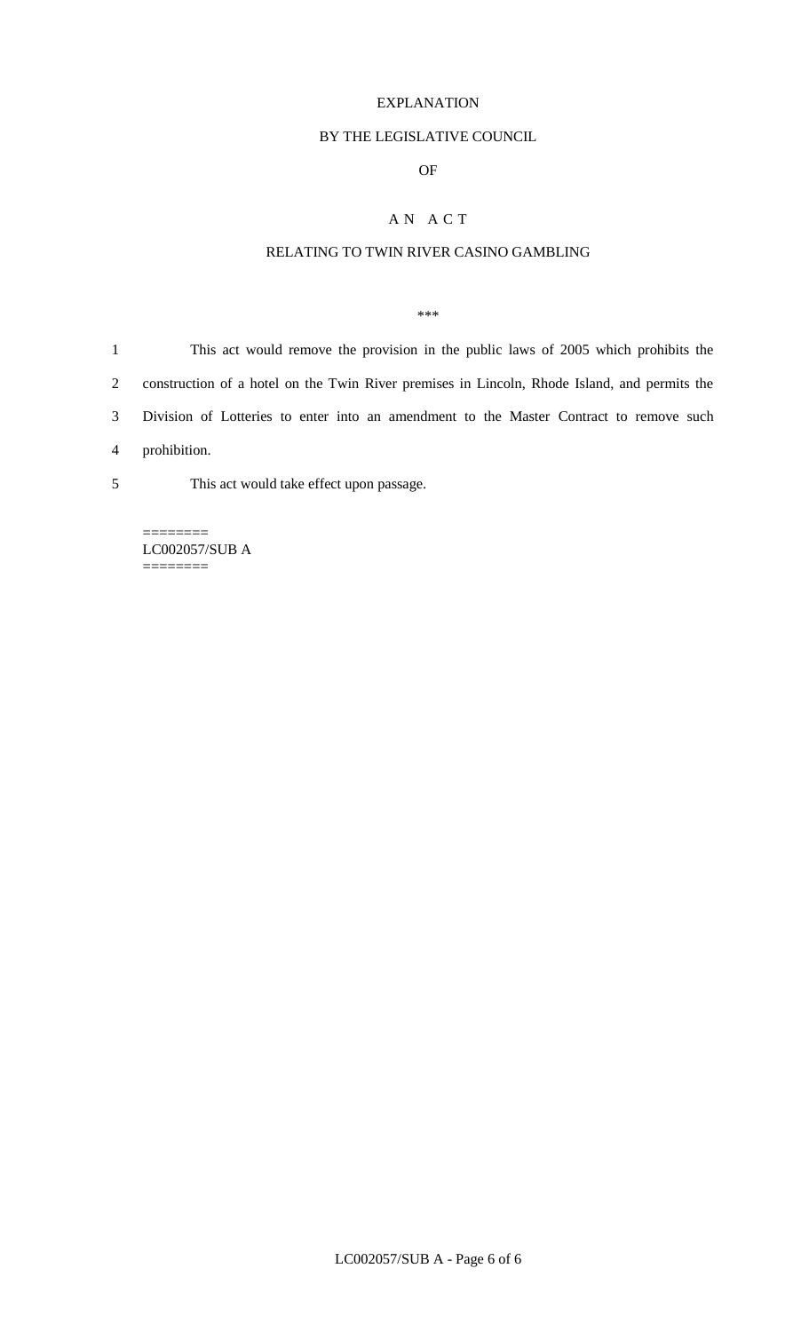EXPLANATION

BY THE LEGISLATIVE COUNCIL

OF

A N A C T

RELATING TO TWIN RIVER CASINO GAMBLING

\*\*\*

This act would remove the provision in the public laws of 2005 which prohibits the construction of a hotel on the Twin River premises in Lincoln, Rhode Island, and permits the Division of Lotteries to enter into an amendment to the Master Contract to remove such prohibition.

This act would take effect upon passage.

========
LC002057/SUB A
========